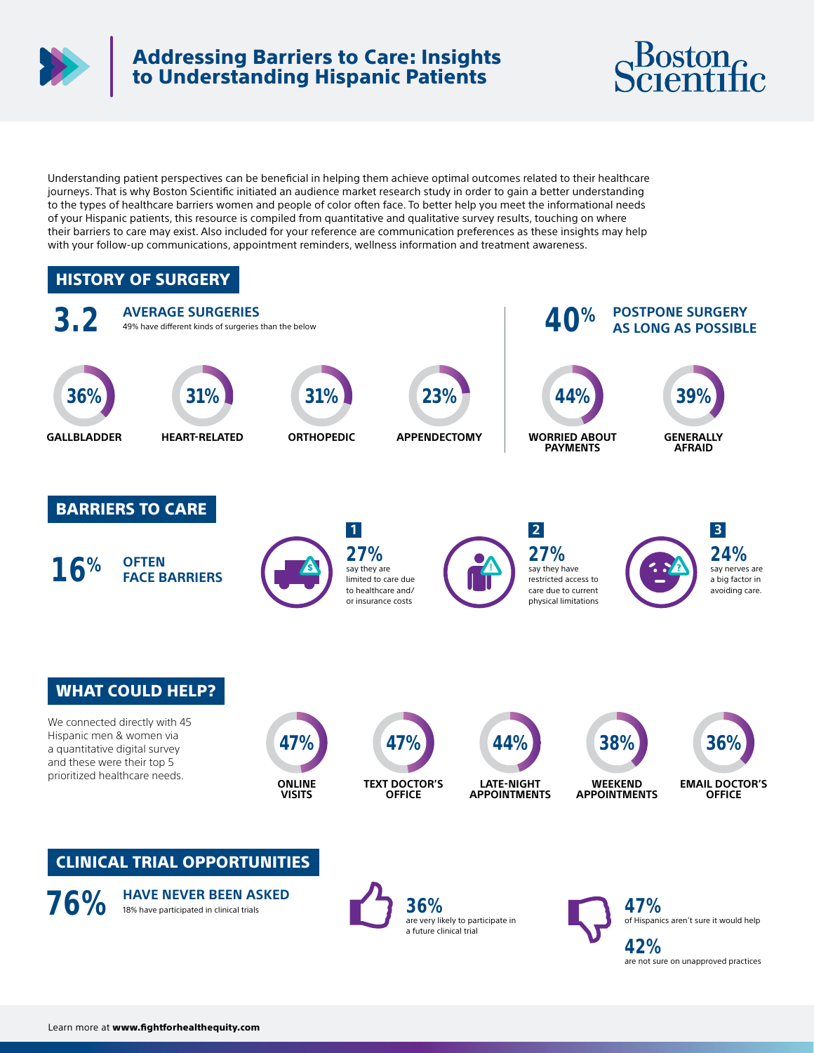# Addressing Barriers to Care: Insights to Understanding Hispanic Patients

Boston Scientific

Understanding patient perspectives can be beneficial in helping them achieve optimal outcomes related to their healthcare journeys. That is why Boston Scientific initiated an audience market research study in order to gain a better understanding to the types of healthcare barriers women and people of color often face. To better help you meet the informational needs of your Hispanic patients, this resource is compiled from quantitative and qualitative survey results, touching on where their barriers to care may exist. Also included for your reference are communication preferences as these insights may help with your follow-up communications, appointment reminders, wellness information and treatment awareness.

## HISTORY OF SURGERY

**3.2** AVERAGE SURGERIES

49% have different kinds of surgeries than the below

- **36%** GALLBLADDER
- **31%** HEART-RELATED
- **31%** ORTHOPEDIC
- **23%** APPENDECTOMY

**40%** POSTPONE SURGERY AS LONG AS POSSIBLE

- **44%** WORRIED ABOUT PAYMENTS
- **39%** GENERALLY AFRAID

## BARRIERS TO CARE

**16%** OFTEN FACE BARRIERS

1. **27%** say they are limited to care due to healthcare and/or insurance costs
2. **27%** say they have restricted access to care due to current physical limitations
3. **24%** say nerves are a big factor in avoiding care.

## WHAT COULD HELP?

We connected directly with 45 Hispanic men & women via a quantitative digital survey and these were their top 5 prioritized healthcare needs.

- **47%** ONLINE VISITS
- **47%** TEXT DOCTOR'S OFFICE
- **44%** LATE-NIGHT APPOINTMENTS
- **38%** WEEKEND APPOINTMENTS
- **36%** EMAIL DOCTOR'S OFFICE

## CLINICAL TRIAL OPPORTUNITIES

**76%** HAVE NEVER BEEN ASKED

18% have participated in clinical trials

**36%** are very likely to participate in a future clinical trial

**47%** of Hispanics aren't sure it would help

**42%** are not sure on unapproved practices

Learn more at **www.fightforhealthequity.com**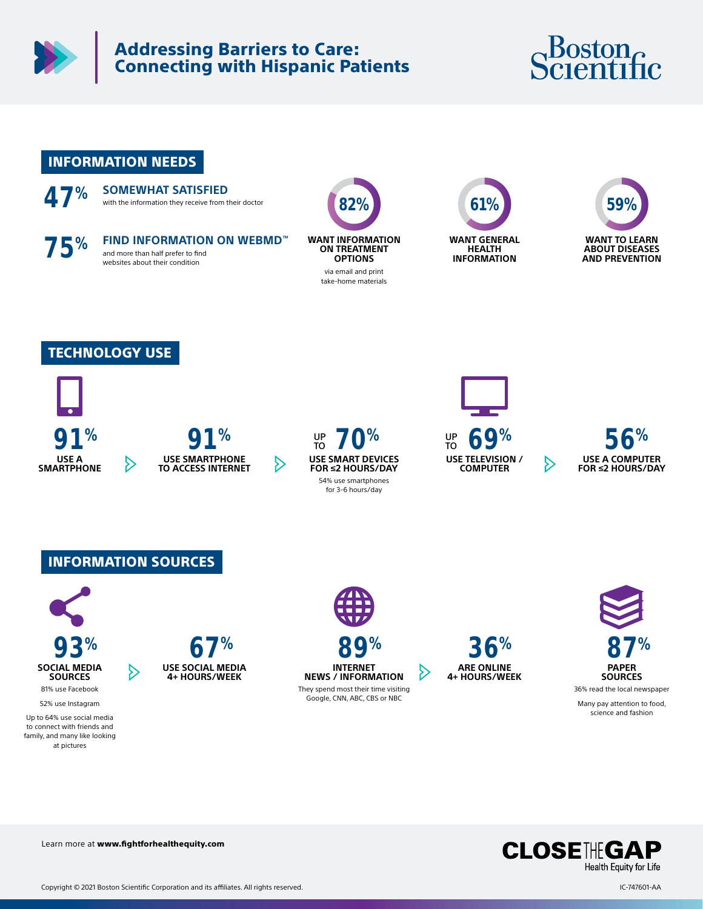# Addressing Barriers to Care: Connecting with Hispanic Patients

## INFORMATION NEEDS

**47%** SOMEWHAT SATISFIED
with the information they receive from their doctor

**75%** FIND INFORMATION ON WEBMD™
and more than half prefer to find websites about their condition

**82%** WANT INFORMATION ON TREATMENT OPTIONS
via email and print take-home materials

**61%** WANT GENERAL HEALTH INFORMATION

**59%** WANT TO LEARN ABOUT DISEASES AND PREVENTION

## TECHNOLOGY USE

**91%** USE A SMARTPHONE

**91%** USE SMARTPHONE TO ACCESS INTERNET

**UP TO 70%** USE SMART DEVICES FOR ≤2 HOURS/DAY
54% use smartphones for 3-6 hours/day

**UP TO 69%** USE TELEVISION / COMPUTER

**56%** USE A COMPUTER FOR ≤2 HOURS/DAY

## INFORMATION SOURCES

**93%** SOCIAL MEDIA SOURCES
81% use Facebook
52% use Instagram
Up to 64% use social media to connect with friends and family, and many like looking at pictures

**67%** USE SOCIAL MEDIA 4+ HOURS/WEEK

**89%** INTERNET NEWS / INFORMATION
They spend most their time visiting Google, CNN, ABC, CBS or NBC

**36%** ARE ONLINE 4+ HOURS/WEEK

**87%** PAPER SOURCES
36% read the local newspaper
Many pay attention to food, science and fashion

Learn more at **www.fightforhealthequity.com**

CLOSE THE GAP
Health Equity for Life

Copyright © 2021 Boston Scientific Corporation and its affiliates. All rights reserved.

IC-747601-AA